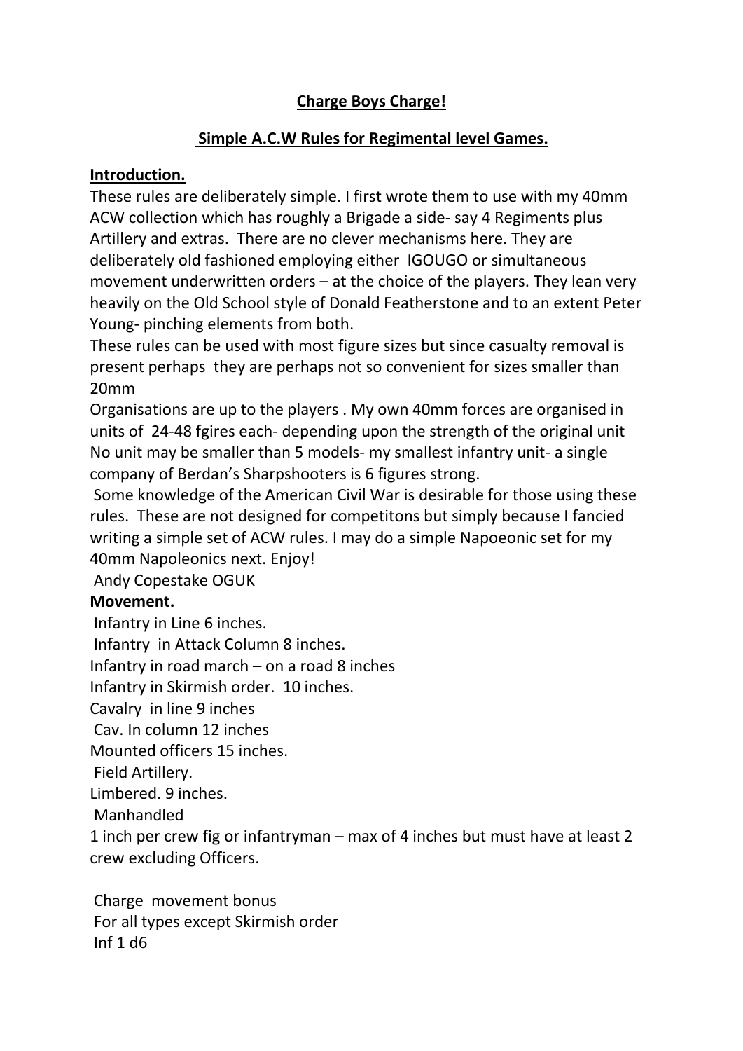# Charge Boys Charge!

## Simple A.C.W Rules for Regimental level Games.

**Introduction.**

These rules are deliberately simple. I first wrote them to use with my 40mm ACW collection which has roughly a Brigade a side- say 4 Regiments plus Artillery and extras. There are no clever mechanisms here. They are deliberately old fashioned employing either IGOUGO or simultaneous movement underwritten orders – at the choice of the players. They lean very heavily on the Old School style of Donald Featherstone and to an extent Peter Young- pinching elements from both.

These rules can be used with most figure sizes but since casualty removal is present perhaps they are perhaps not so convenient for sizes smaller than 20mm

Organisations are up to the players . My own 40mm forces are organised in units of 24-48 fgires each- depending upon the strength of the original unit No unit may be smaller than 5 models- my smallest infantry unit- a single company of Berdan's Sharpshooters is 6 figures strong.

Some knowledge of the American Civil War is desirable for those using these rules. These are not designed for competitons but simply because I fancied writing a simple set of ACW rules. I may do a simple Napoeonic set for my 40mm Napoleonics next. Enjoy!

Andy Copestake OGUK

**Movement.**

Infantry in Line 6 inches.

Infantry in Attack Column 8 inches.

Infantry in road march – on a road 8 inches

Infantry in Skirmish order. 10 inches.

Cavalry in line 9 inches

Cav. In column 12 inches

Mounted officers 15 inches.

Field Artillery.

Limbered. 9 inches.

Manhandled

1 inch per crew fig or infantryman – max of 4 inches but must have at least 2 crew excluding Officers.

Charge movement bonus

For all types except Skirmish order

Inf 1 d6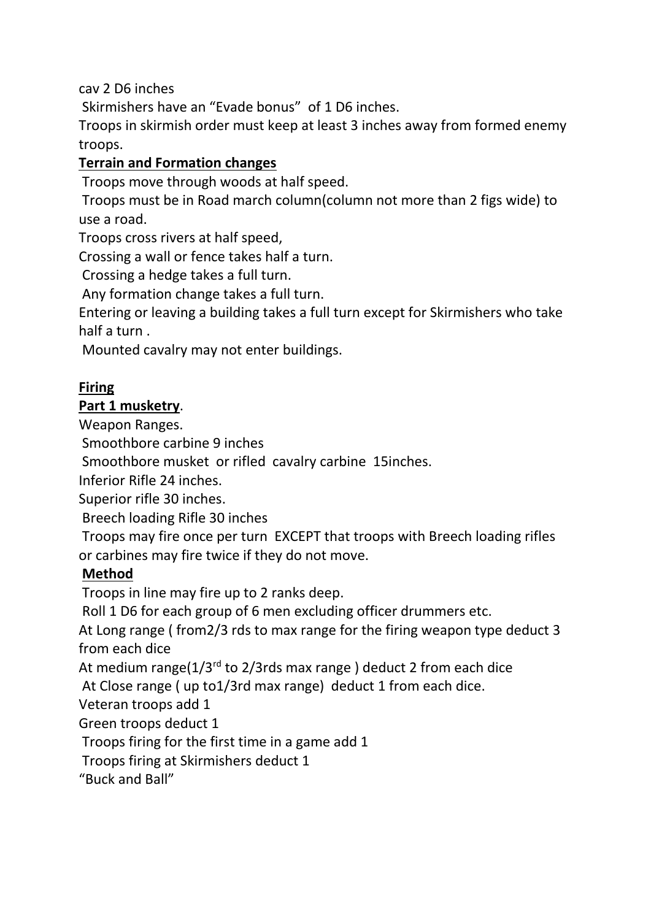cav 2 D6 inches

Skirmishers have an "Evade bonus" of 1 D6 inches.

Troops in skirmish order must keep at least 3 inches away from formed enemy troops.

**Terrain and Formation changes**

Troops move through woods at half speed.

Troops must be in Road march column(column not more than 2 figs wide) to use a road.

Troops cross rivers at half speed,

Crossing a wall or fence takes half a turn.

Crossing a hedge takes a full turn.

Any formation change takes a full turn.

Entering or leaving a building takes a full turn except for Skirmishers who take half a turn .

Mounted cavalry may not enter buildings.

**Firing**

**Part 1 musketry**.

Weapon Ranges.

Smoothbore carbine 9 inches

Smoothbore musket or rifled cavalry carbine 15inches.

Inferior Rifle 24 inches.

Superior rifle 30 inches.

Breech loading Rifle 30 inches

Troops may fire once per turn EXCEPT that troops with Breech loading rifles or carbines may fire twice if they do not move.

**Method**

Troops in line may fire up to 2 ranks deep.

Roll 1 D6 for each group of 6 men excluding officer drummers etc.

At Long range ( from2/3 rds to max range for the firing weapon type deduct 3 from each dice

At medium range(1/3rd to 2/3rds max range ) deduct 2 from each dice

At Close range ( up to1/3rd max range) deduct 1 from each dice.

Veteran troops add 1

Green troops deduct 1

Troops firing for the first time in a game add 1

Troops firing at Skirmishers deduct 1

"Buck and Ball"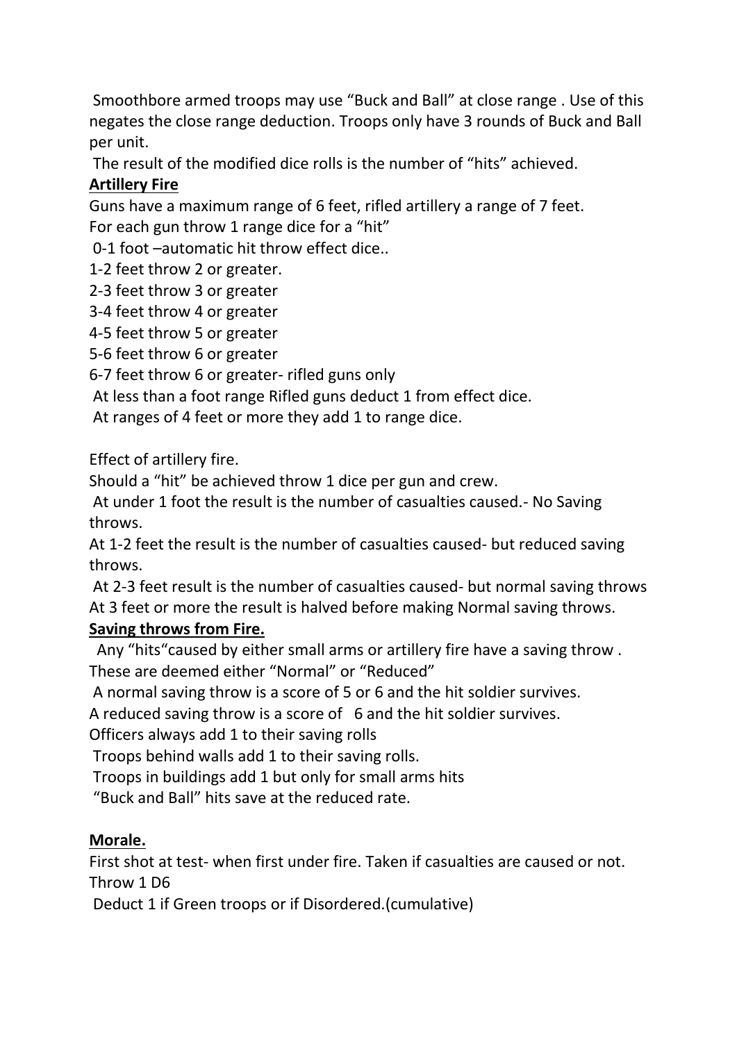Smoothbore armed troops may use “Buck and Ball” at close range . Use of this negates the close range deduction. Troops only have 3 rounds of Buck and Ball per unit.

The result of the modified dice rolls is the number of “hits” achieved.

**Artillery Fire**

Guns have a maximum range of 6 feet, rifled artillery a range of 7 feet.

For each gun throw 1 range dice for a “hit”

0-1 foot –automatic hit throw effect dice..

1-2 feet throw 2 or greater.

2-3 feet throw 3 or greater

3-4 feet throw 4 or greater

4-5 feet throw 5 or greater

5-6 feet throw 6 or greater

6-7 feet throw 6 or greater- rifled guns only

At less than a foot range Rifled guns deduct 1 from effect dice.

At ranges of 4 feet or more they add 1 to range dice.

Effect of artillery fire.

Should a “hit” be achieved throw 1 dice per gun and crew.

At under 1 foot the result is the number of casualties caused.- No Saving throws.

At 1-2 feet the result is the number of casualties caused- but reduced saving throws.

At 2-3 feet result is the number of casualties caused- but normal saving throws

At 3 feet or more the result is halved before making Normal saving throws.

**Saving throws from Fire.**

Any “hits“caused by either small arms or artillery fire have a saving throw . These are deemed either “Normal” or “Reduced”

A normal saving throw is a score of 5 or 6 and the hit soldier survives.

A reduced saving throw is a score of 6 and the hit soldier survives.

Officers always add 1 to their saving rolls

Troops behind walls add 1 to their saving rolls.

Troops in buildings add 1 but only for small arms hits

“Buck and Ball” hits save at the reduced rate.

**Morale.**

First shot at test- when first under fire. Taken if casualties are caused or not.

Throw 1 D6

Deduct 1 if Green troops or if Disordered.(cumulative)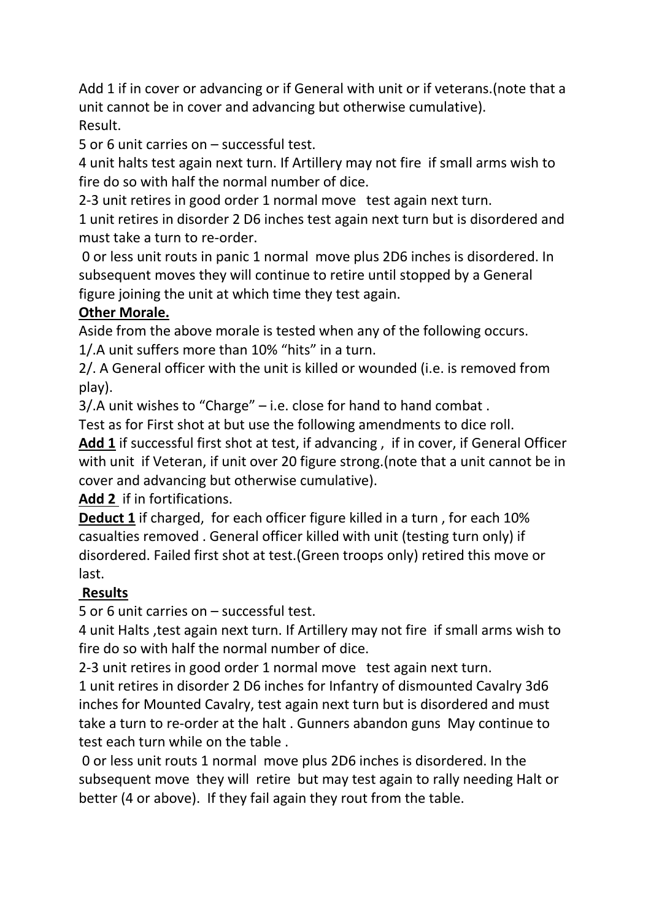Add 1 if in cover or advancing or if General with unit or if veterans.(note that a unit cannot be in cover and advancing but otherwise cumulative).
Result.

5 or 6 unit carries on – successful test.

4 unit halts test again next turn. If Artillery may not fire if small arms wish to fire do so with half the normal number of dice.

2-3 unit retires in good order 1 normal move test again next turn.

1 unit retires in disorder 2 D6 inches test again next turn but is disordered and must take a turn to re-order.

0 or less unit routs in panic 1 normal move plus 2D6 inches is disordered. In subsequent moves they will continue to retire until stopped by a General figure joining the unit at which time they test again.

**Other Morale.**

Aside from the above morale is tested when any of the following occurs.

1/.A unit suffers more than 10% "hits" in a turn.

2/. A General officer with the unit is killed or wounded (i.e. is removed from play).

3/.A unit wishes to "Charge" – i.e. close for hand to hand combat .

Test as for First shot at but use the following amendments to dice roll.

**Add 1** if successful first shot at test, if advancing , if in cover, if General Officer with unit if Veteran, if unit over 20 figure strong.(note that a unit cannot be in cover and advancing but otherwise cumulative).

**Add 2** if in fortifications.

**Deduct 1** if charged, for each officer figure killed in a turn , for each 10% casualties removed . General officer killed with unit (testing turn only) if disordered. Failed first shot at test.(Green troops only) retired this move or last.

**Results**

5 or 6 unit carries on – successful test.

4 unit Halts ,test again next turn. If Artillery may not fire if small arms wish to fire do so with half the normal number of dice.

2-3 unit retires in good order 1 normal move test again next turn.

1 unit retires in disorder 2 D6 inches for Infantry of dismounted Cavalry 3d6 inches for Mounted Cavalry, test again next turn but is disordered and must take a turn to re-order at the halt . Gunners abandon guns May continue to test each turn while on the table .

0 or less unit routs 1 normal move plus 2D6 inches is disordered. In the subsequent move they will retire but may test again to rally needing Halt or better (4 or above). If they fail again they rout from the table.